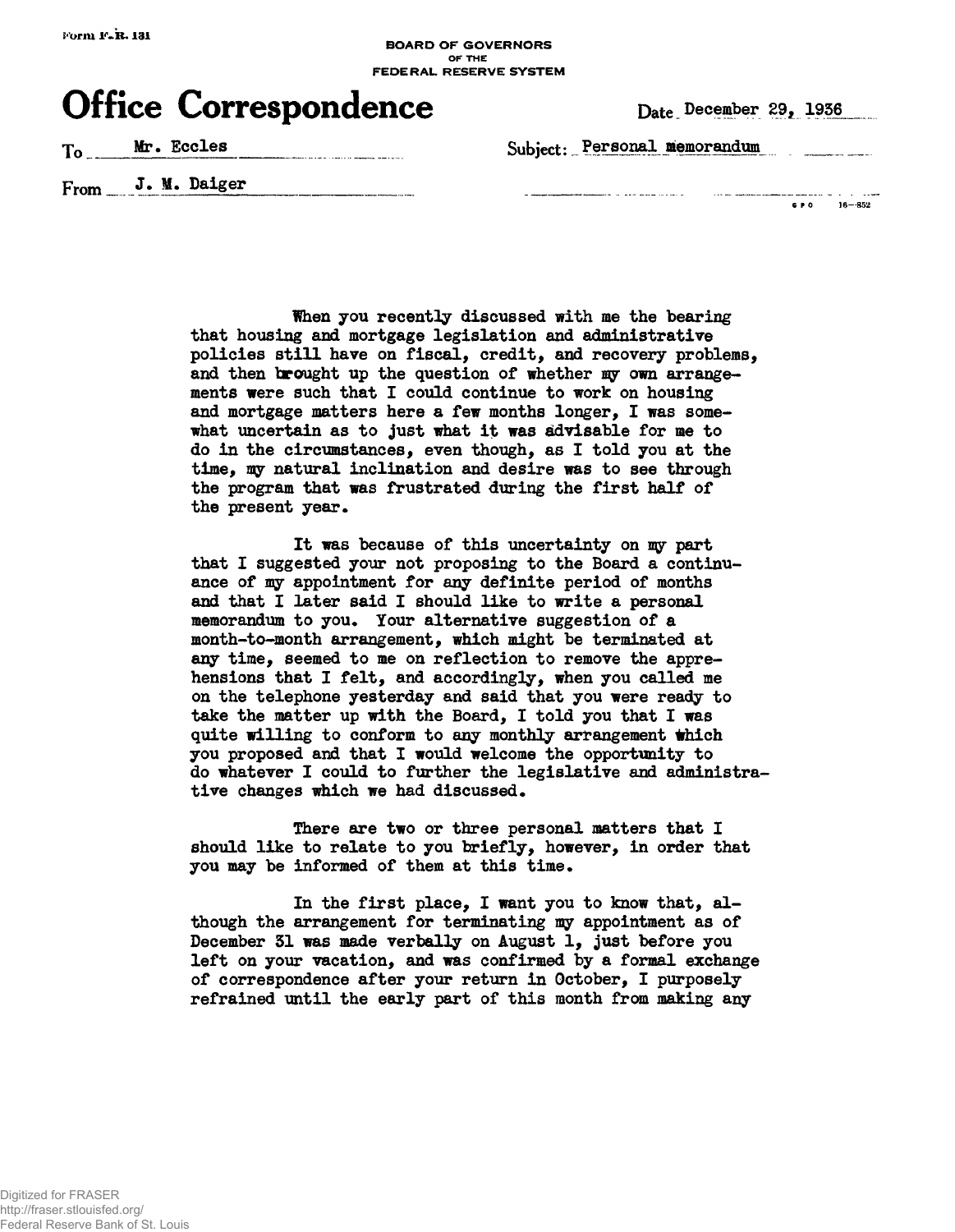Form F.R. 131

BOARD OF GOVERNORS
OF THE
FEDERAL RESERVE SYSTEM

# Office Correspondence

Date December 29, 1936

To Mr. Eccles

Subject: Personal memorandum

From J. M. Daiger

When you recently discussed with me the bearing that housing and mortgage legislation and administrative policies still have on fiscal, credit, and recovery problems, and then brought up the question of whether my own arrangements were such that I could continue to work on housing and mortgage matters here a few months longer, I was somewhat uncertain as to just what it was advisable for me to do in the circumstances, even though, as I told you at the time, my natural inclination and desire was to see through the program that was frustrated during the first half of the present year.

It was because of this uncertainty on my part that I suggested your not proposing to the Board a continuance of my appointment for any definite period of months and that I later said I should like to write a personal memorandum to you. Your alternative suggestion of a month-to-month arrangement, which might be terminated at any time, seemed to me on reflection to remove the apprehensions that I felt, and accordingly, when you called me on the telephone yesterday and said that you were ready to take the matter up with the Board, I told you that I was quite willing to conform to any monthly arrangement which you proposed and that I would welcome the opportunity to do whatever I could to further the legislative and administrative changes which we had discussed.

There are two or three personal matters that I should like to relate to you briefly, however, in order that you may be informed of them at this time.

In the first place, I want you to know that, although the arrangement for terminating my appointment as of December 31 was made verbally on August 1, just before you left on your vacation, and was confirmed by a formal exchange of correspondence after your return in October, I purposely refrained until the early part of this month from making any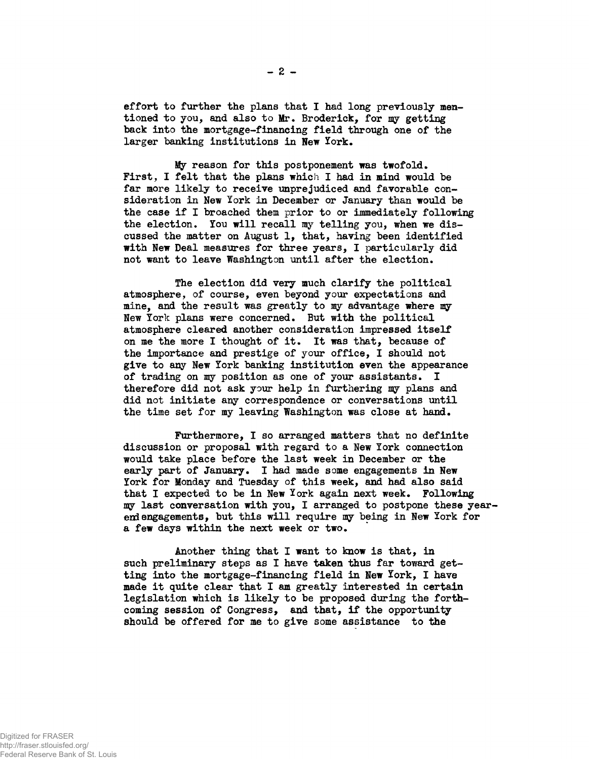effort to further the plans that I had long previously mentioned to you, and also to Mr. Broderick, for my getting back into the mortgage-financing field through one of the larger banking institutions in New York.

My reason for this postponement was twofold. First, I felt that the plans which I had in mind would be far more likely to receive unprejudiced and favorable consideration in New York in December or January than would be the case if I broached them prior to or immediately following the election. You will recall my telling you, when we discussed the matter on August 1, that, having been identified with New Deal measures for three years, I particularly did not want to leave Washington until after the election.

The election did very much clarify the political atmosphere, of course, even beyond your expectations and mine, and the result was greatly to my advantage where my New York plans were concerned. But with the political atmosphere cleared another consideration impressed itself on me the more I thought of it. It was that, because of the importance and prestige of your office, I should not give to any New York banking institution even the appearance of trading on my position as one of your assistants. I therefore did not ask your help in furthering my plans and did not initiate any correspondence or conversations until the time set for my leaving Washington was close at hand.

Furthermore, I so arranged matters that no definite discussion or proposal with regard to a New York connection would take place before the last week in December or the early part of January. I had made some engagements in New York for Monday and Tuesday of this week, and had also said that I expected to be in New York again next week. Following my last conversation with you, I arranged to postpone these year-end engagements, but this will require my being in New York for a few days within the next week or two.

Another thing that I want to know is that, in such preliminary steps as I have taken thus far toward getting into the mortgage-financing field in New York, I have made it quite clear that I am greatly interested in certain legislation which is likely to be proposed during the forthcoming session of Congress, and that, if the opportunity should be offered for me to give some assistance to the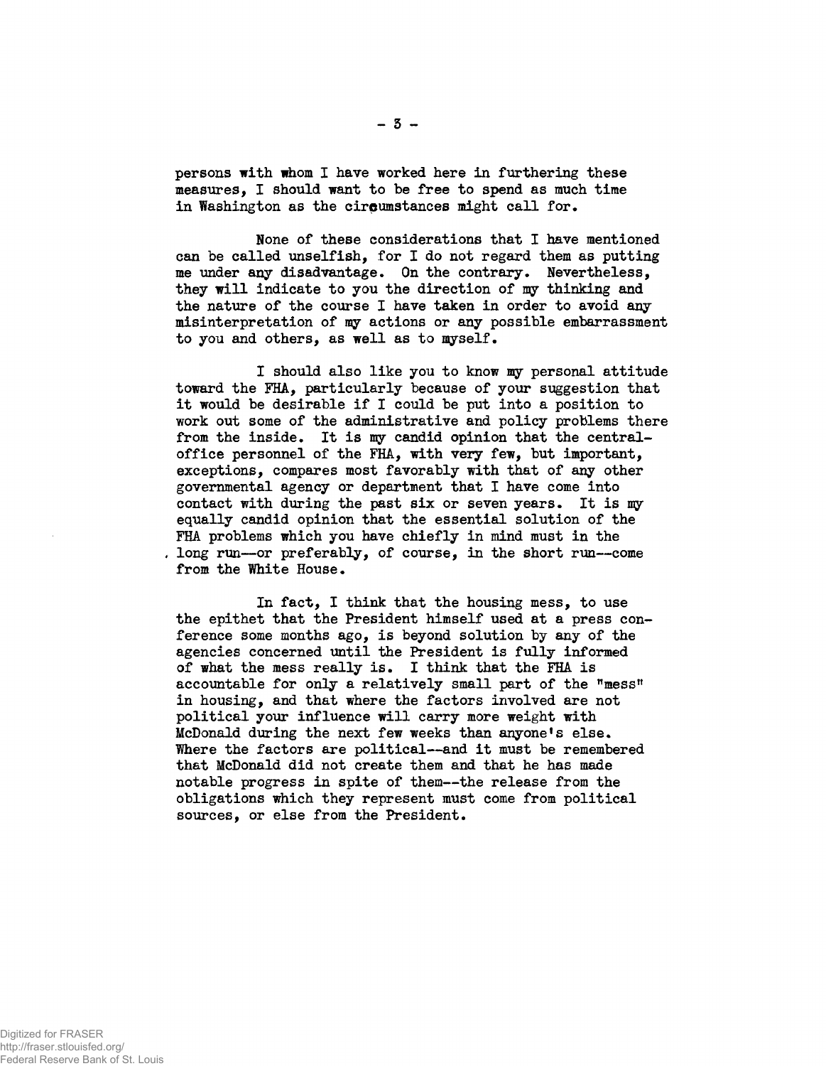persons with whom I have worked here in furthering these measures, I should want to be free to spend as much time in Washington as the circumstances might call for.

None of these considerations that I have mentioned can be called unselfish, for I do not regard them as putting me under any disadvantage. On the contrary. Nevertheless, they will indicate to you the direction of my thinking and the nature of the course I have taken in order to avoid any misinterpretation of my actions or any possible embarrassment to you and others, as well as to myself.

I should also like you to know my personal attitude toward the FHA, particularly because of your suggestion that it would be desirable if I could be put into a position to work out some of the administrative and policy problems there from the inside. It is my candid opinion that the central-office personnel of the FHA, with very few, but important, exceptions, compares most favorably with that of any other governmental agency or department that I have come into contact with during the past six or seven years. It is my equally candid opinion that the essential solution of the FHA problems which you have chiefly in mind must in the long run--or preferably, of course, in the short run--come from the White House.

In fact, I think that the housing mess, to use the epithet that the President himself used at a press conference some months ago, is beyond solution by any of the agencies concerned until the President is fully informed of what the mess really is. I think that the FHA is accountable for only a relatively small part of the "mess" in housing, and that where the factors involved are not political your influence will carry more weight with McDonald during the next few weeks than anyone's else. Where the factors are political--and it must be remembered that McDonald did not create them and that he has made notable progress in spite of them--the release from the obligations which they represent must come from political sources, or else from the President.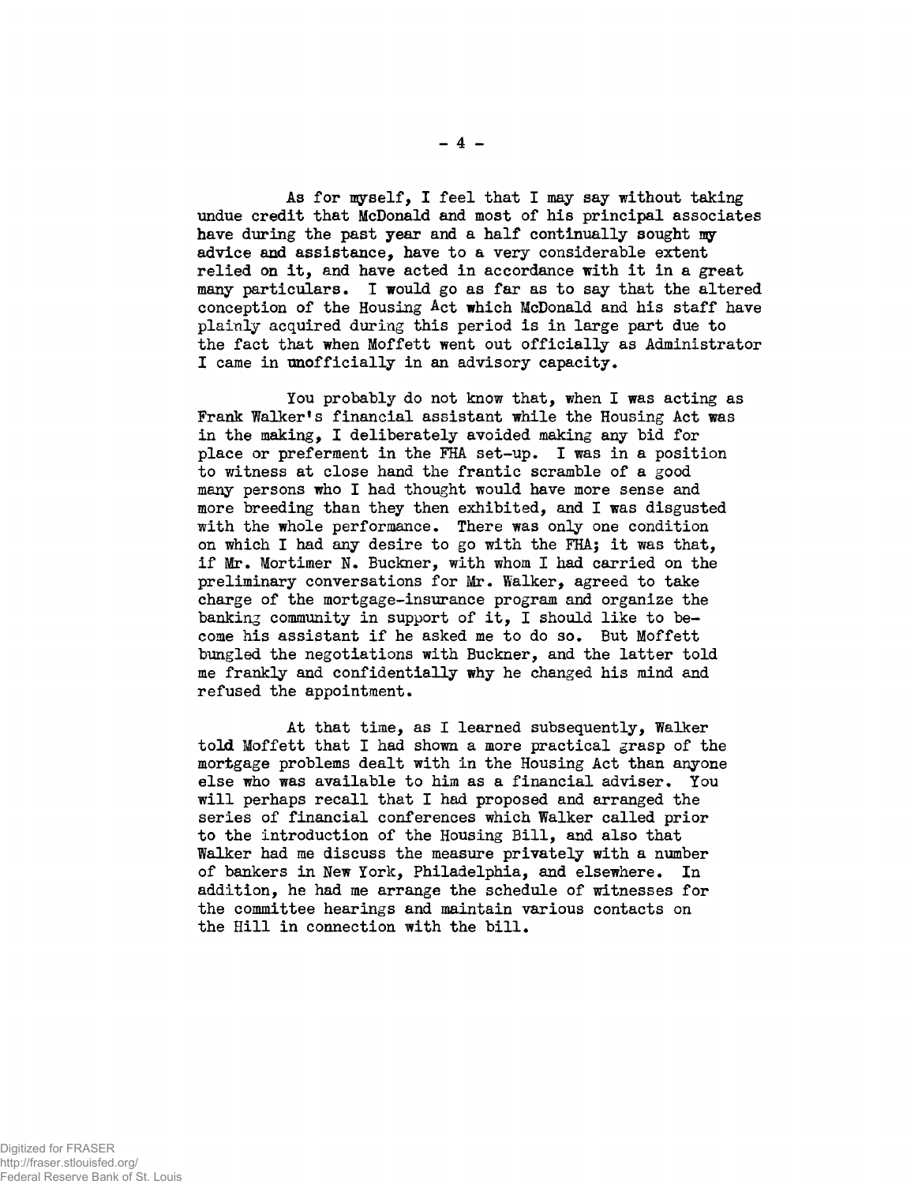As for myself, I feel that I may say without taking undue credit that McDonald and most of his principal associates have during the past year and a half continually sought my advice and assistance, have to a very considerable extent relied on it, and have acted in accordance with it in a great many particulars. I would go as far as to say that the altered conception of the Housing Act which McDonald and his staff have plainly acquired during this period is in large part due to the fact that when Moffett went out officially as Administrator I came in unofficially in an advisory capacity.

You probably do not know that, when I was acting as Frank Walker's financial assistant while the Housing Act was in the making, I deliberately avoided making any bid for place or preferment in the FHA set-up. I was in a position to witness at close hand the frantic scramble of a good many persons who I had thought would have more sense and more breeding than they then exhibited, and I was disgusted with the whole performance. There was only one condition on which I had any desire to go with the FHA; it was that, if Mr. Mortimer N. Buckner, with whom I had carried on the preliminary conversations for Mr. Walker, agreed to take charge of the mortgage-insurance program and organize the banking community in support of it, I should like to become his assistant if he asked me to do so. But Moffett bungled the negotiations with Buckner, and the latter told me frankly and confidentially why he changed his mind and refused the appointment.

At that time, as I learned subsequently, Walker told Moffett that I had shown a more practical grasp of the mortgage problems dealt with in the Housing Act than anyone else who was available to him as a financial adviser. You will perhaps recall that I had proposed and arranged the series of financial conferences which Walker called prior to the introduction of the Housing Bill, and also that Walker had me discuss the measure privately with a number of bankers in New York, Philadelphia, and elsewhere. In addition, he had me arrange the schedule of witnesses for the committee hearings and maintain various contacts on the Hill in connection with the bill.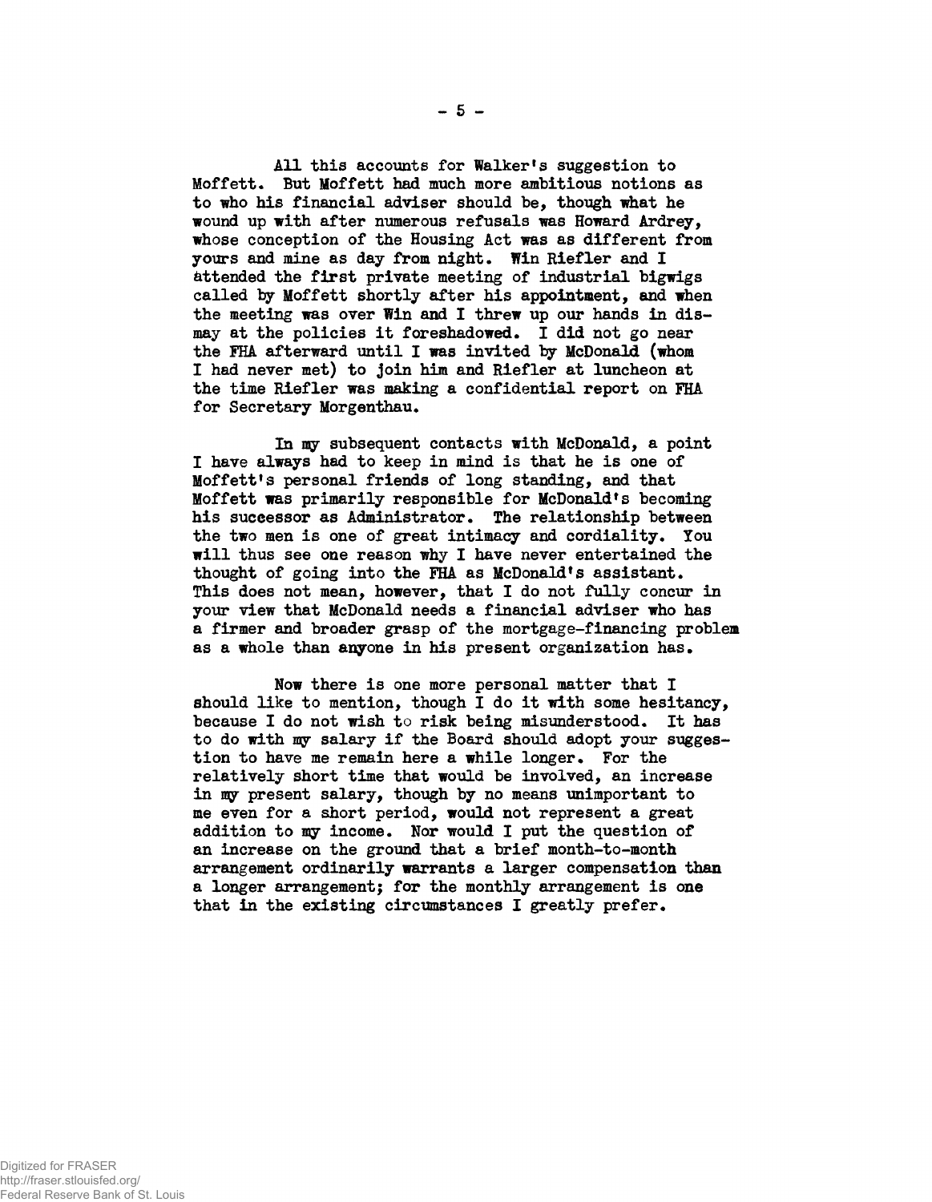All this accounts for Walker's suggestion to Moffett. But Moffett had much more ambitious notions as to who his financial adviser should be, though what he wound up with after numerous refusals was Howard Ardrey, whose conception of the Housing Act was as different from yours and mine as day from night. Win Riefler and I attended the first private meeting of industrial bigwigs called by Moffett shortly after his appointment, and when the meeting was over Win and I threw up our hands in dismay at the policies it foreshadowed. I did not go near the FHA afterward until I was invited by McDonald (whom I had never met) to join him and Riefler at luncheon at the time Riefler was making a confidential report on FHA for Secretary Morgenthau.

In my subsequent contacts with McDonald, a point I have always had to keep in mind is that he is one of Moffett's personal friends of long standing, and that Moffett was primarily responsible for McDonald's becoming his successor as Administrator. The relationship between the two men is one of great intimacy and cordiality. You will thus see one reason why I have never entertained the thought of going into the FHA as McDonald's assistant. This does not mean, however, that I do not fully concur in your view that McDonald needs a financial adviser who has a firmer and broader grasp of the mortgage-financing problem as a whole than anyone in his present organization has.

Now there is one more personal matter that I should like to mention, though I do it with some hesitancy, because I do not wish to risk being misunderstood. It has to do with my salary if the Board should adopt your suggestion to have me remain here a while longer. For the relatively short time that would be involved, an increase in my present salary, though by no means unimportant to me even for a short period, would not represent a great addition to my income. Nor would I put the question of an increase on the ground that a brief month-to-month arrangement ordinarily warrants a larger compensation than a longer arrangement; for the monthly arrangement is one that in the existing circumstances I greatly prefer.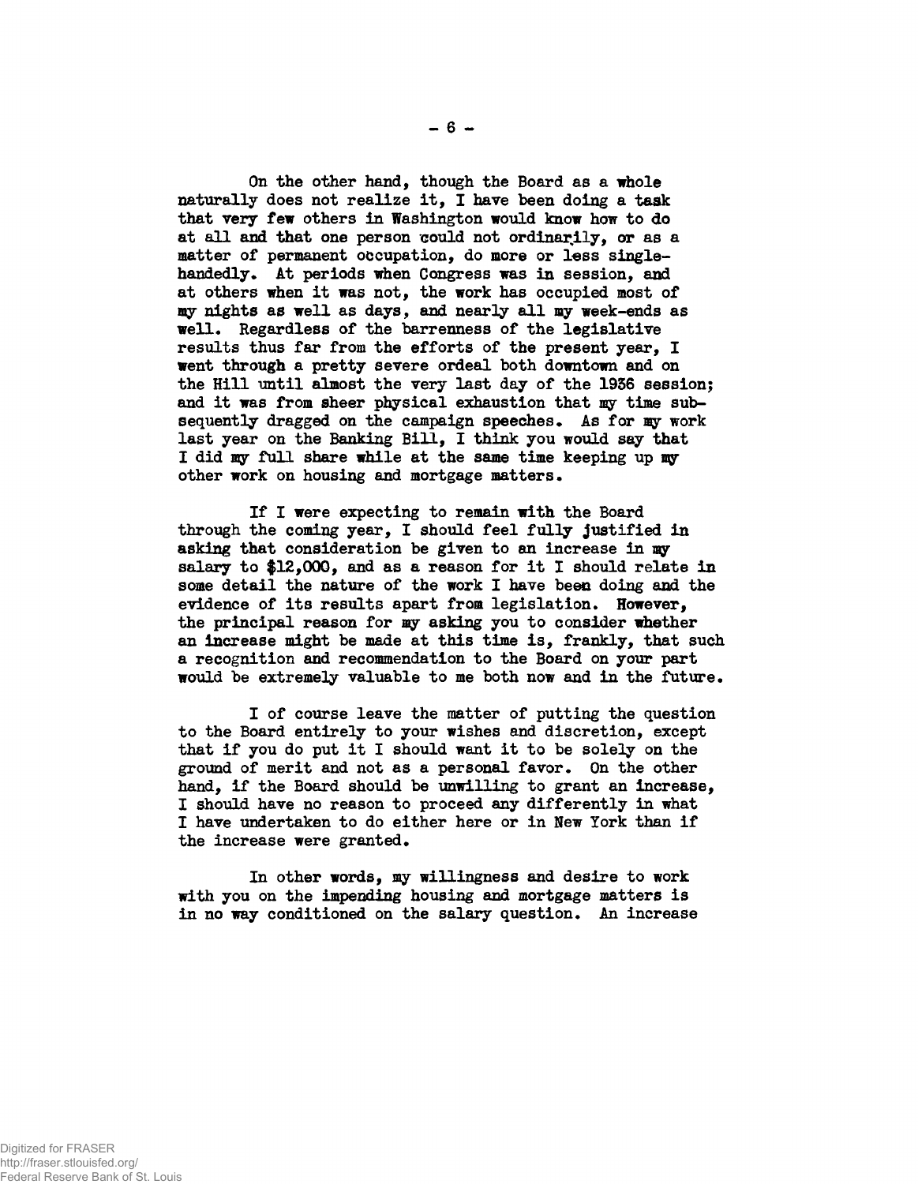On the other hand, though the Board as a whole naturally does not realize it, I have been doing a task that very few others in Washington would know how to do at all and that one person could not ordinarily, or as a matter of permanent occupation, do more or less single-handedly. At periods when Congress was in session, and at others when it was not, the work has occupied most of my nights as well as days, and nearly all my week-ends as well. Regardless of the barrenness of the legislative results thus far from the efforts of the present year, I went through a pretty severe ordeal both downtown and on the Hill until almost the very last day of the 1936 session; and it was from sheer physical exhaustion that my time subsequently dragged on the campaign speeches. As for my work last year on the Banking Bill, I think you would say that I did my full share while at the same time keeping up my other work on housing and mortgage matters.

If I were expecting to remain with the Board through the coming year, I should feel fully justified in asking that consideration be given to an increase in my salary to $12,000, and as a reason for it I should relate in some detail the nature of the work I have been doing and the evidence of its results apart from legislation. However, the principal reason for my asking you to consider whether an increase might be made at this time is, frankly, that such a recognition and recommendation to the Board on your part would be extremely valuable to me both now and in the future.

I of course leave the matter of putting the question to the Board entirely to your wishes and discretion, except that if you do put it I should want it to be solely on the ground of merit and not as a personal favor. On the other hand, if the Board should be unwilling to grant an increase, I should have no reason to proceed any differently in what I have undertaken to do either here or in New York than if the increase were granted.

In other words, my willingness and desire to work with you on the impending housing and mortgage matters is in no way conditioned on the salary question. An increase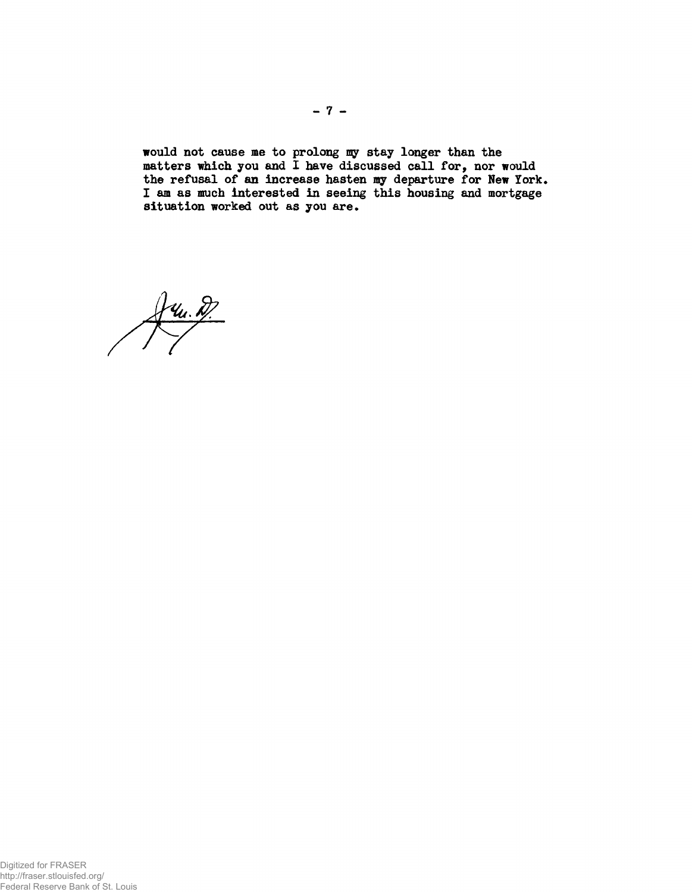would not cause me to prolong my stay longer than the matters which you and I have discussed call for, nor would the refusal of an increase hasten my departure for New York. I am as much interested in seeing this housing and mortgage situation worked out as you are.

Digitized for FRASER
http://fraser.stlouisfed.org/
Federal Reserve Bank of St. Louis